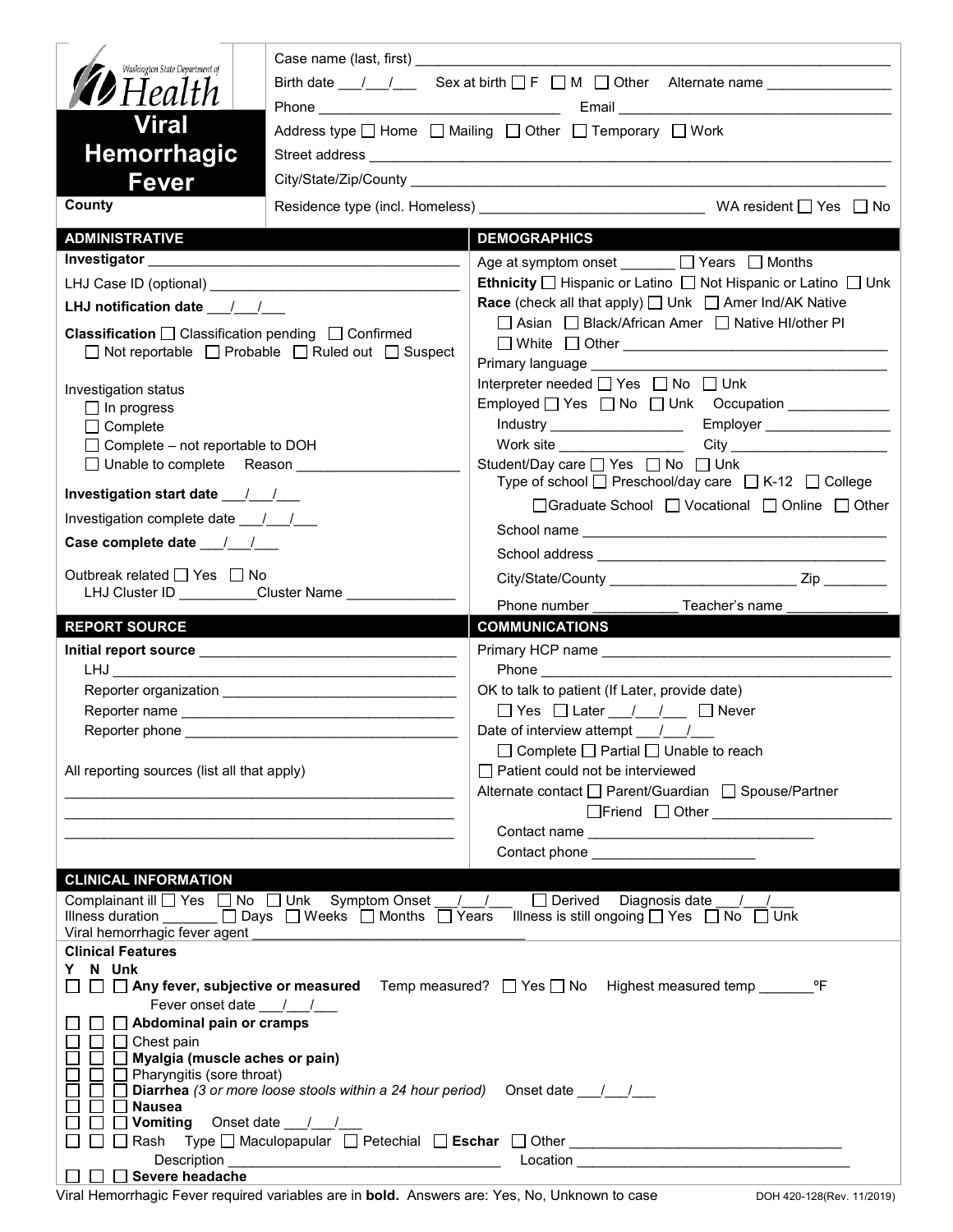Washington State Department of Health

# Viral Hemorrhagic Fever

County

Case name (last, first) ___________________________________________

Birth date ___/___/___ Sex at birth ☐ F ☐ M ☐ Other Alternate name _______________

Phone ______________________________ Email ___________________________________

Address type ☐ Home ☐ Mailing ☐ Other ☐ Temporary ☐ Work

Street address ___________________________________________

City/State/Zip/County ___________________________________________

Residence type (incl. Homeless) ___________________________ WA resident ☐ Yes ☐ No

## ADMINISTRATIVE

**Investigator** _______________________________________

LHJ Case ID (optional) _______________________________

**LHJ notification date** ___/___/___

**Classification** ☐ Classification pending ☐ Confirmed ☐ Not reportable ☐ Probable ☐ Ruled out ☐ Suspect

Investigation status
- ☐ In progress
- ☐ Complete
- ☐ Complete – not reportable to DOH
- ☐ Unable to complete Reason ____________________

**Investigation start date** ___/___/___

Investigation complete date ___/___/___

**Case complete date** ___/___/___

Outbreak related ☐ Yes ☐ No
LHJ Cluster ID __________Cluster Name ______________

## DEMOGRAPHICS

Age at symptom onset _______ ☐ Years ☐ Months

**Ethnicity** ☐ Hispanic or Latino ☐ Not Hispanic or Latino ☐ Unk

**Race** (check all that apply) ☐ Unk ☐ Amer Ind/AK Native ☐ Asian ☐ Black/African Amer ☐ Native HI/other PI ☐ White ☐ Other _______________________________

Primary language ___________________________________

Interpreter needed ☐ Yes ☐ No ☐ Unk

Employed ☐ Yes ☐ No ☐ Unk Occupation _____________

Industry _________________ Employer ________________

Work site ________________ City ____________________

Student/Day care ☐ Yes ☐ No ☐ Unk
Type of school ☐ Preschool/day care ☐ K-12 ☐ College ☐ Graduate School ☐ Vocational ☐ Online ☐ Other

School name _______________________________________

School address _____________________________________

City/State/County _______________________ Zip ________

Phone number ___________ Teacher's name _____________

## REPORT SOURCE

**Initial report source** _______________________________

LHJ _____________________________________________

Reporter organization ______________________________

Reporter name ___________________________________

Reporter phone __________________________________

All reporting sources (list all that apply)

_______________________________________________

_______________________________________________

_______________________________________________

## COMMUNICATIONS

Primary HCP name ___________________________________

Phone ___________________________________________

OK to talk to patient (If Later, provide date)
☐ Yes ☐ Later ___/___/___ ☐ Never

Date of interview attempt ___/___/___
☐ Complete ☐ Partial ☐ Unable to reach

☐ Patient could not be interviewed

Alternate contact ☐ Parent/Guardian ☐ Spouse/Partner ☐ Friend ☐ Other _______________________

Contact name ____________________________

Contact phone ____________________

## CLINICAL INFORMATION

Complainant ill ☐ Yes ☐ No ☐ Unk Symptom Onset ___/___/___ ☐ Derived Diagnosis date ___/___/___

Illness duration _______ ☐ Days ☐ Weeks ☐ Months ☐ Years Illness is still ongoing ☐ Yes ☐ No ☐ Unk

Viral hemorrhagic fever agent ___________________________________

**Clinical Features**

Y N Unk

- ☐ ☐ ☐ **Any fever, subjective or measured** Temp measured? ☐ Yes ☐ No Highest measured temp _______ºF
  Fever onset date ___/___/___
- ☐ ☐ ☐ **Abdominal pain or cramps**
- ☐ ☐ ☐ Chest pain
- ☐ ☐ ☐ **Myalgia (muscle aches or pain)**
- ☐ ☐ ☐ Pharyngitis (sore throat)
- ☐ ☐ ☐ **Diarrhea** *(3 or more loose stools within a 24 hour period)* Onset date ___/___/___
- ☐ ☐ ☐ **Nausea**
- ☐ ☐ ☐ **Vomiting** Onset date ___/___/___
- ☐ ☐ ☐ Rash Type ☐ Maculopapular ☐ Petechial ☐ **Eschar** ☐ Other ______________________________
  Description _______________________________ Location _________________________________
- ☐ ☐ ☐ **Severe headache**

Viral Hemorrhagic Fever required variables are in **bold**. Answers are: Yes, No, Unknown to case

DOH 420-128(Rev. 11/2019)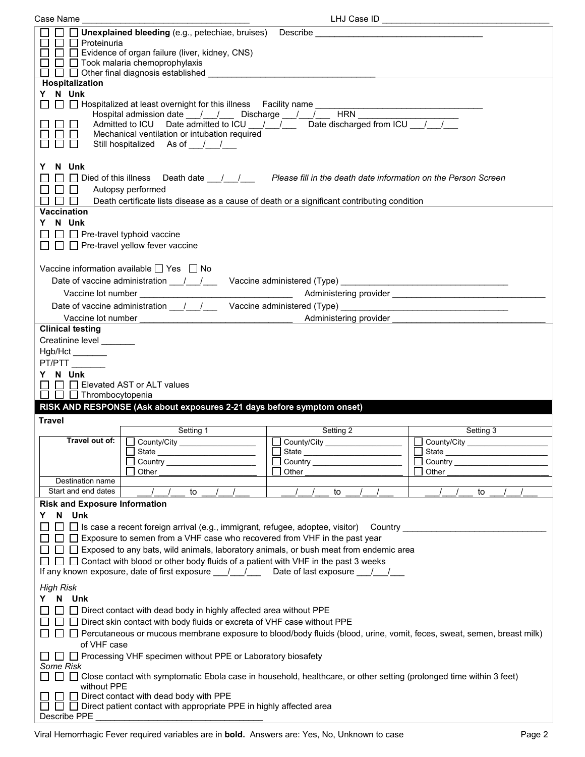Case Name ___________________________________ LHJ Case ID ___________________________________

☐ ☐ ☐ **Unexplained bleeding** (e.g., petechiae, bruises) Describe ___________________________________
☐ ☐ ☐ Proteinuria
☐ ☐ ☐ Evidence of organ failure (liver, kidney, CNS)
☐ ☐ ☐ Took malaria chemoprophylaxis
☐ ☐ ☐ Other final diagnosis established ___________________________________

### Hospitalization

Y N Unk
☐ ☐ ☐ Hospitalized at least overnight for this illness Facility name ___________________________________
Hospital admission date ___/___/___ Discharge ___/___/___ HRN ____________________
☐ ☐ ☐ Admitted to ICU Date admitted to ICU ___/___/___ Date discharged from ICU ___/___/___
☐ ☐ ☐ Mechanical ventilation or intubation required
☐ ☐ ☐ Still hospitalized As of ___/___/___

Y N Unk
☐ ☐ ☐ Died of this illness Death date ___/___/___ *Please fill in the death date information on the Person Screen*
☐ ☐ ☐ Autopsy performed
☐ ☐ ☐ Death certificate lists disease as a cause of death or a significant contributing condition

### Vaccination

Y N Unk
☐ ☐ ☐ Pre-travel typhoid vaccine
☐ ☐ ☐ Pre-travel yellow fever vaccine

Vaccine information available ☐ Yes ☐ No
Date of vaccine administration ___/___/___ Vaccine administered (Type) ___________________________________
Vaccine lot number ________________________________ Administering provider ________________________________
Date of vaccine administration ___/___/___ Vaccine administered (Type) ___________________________________
Vaccine lot number ________________________________ Administering provider ________________________________

### Clinical testing

Creatinine level _______
Hgb/Hct _______
PT/PTT _______
Y N Unk
☐ ☐ ☐ Elevated AST or ALT values
☐ ☐ ☐ Thrombocytopenia

## RISK AND RESPONSE (Ask about exposures 2-21 days before symptom onset)

### Travel

| | Setting 1 | Setting 2 | Setting 3 |
|---|---|---|---|
| **Travel out of:** | ☐ County/City ____________ ☐ State ____________ ☐ Country ____________ ☐ Other ____________ | ☐ County/City ____________ ☐ State ____________ ☐ Country ____________ ☐ Other ____________ | ☐ County/City ____________ ☐ State ____________ ☐ Country ____________ ☐ Other ____________ |
| Destination name | | | |
| Start and end dates | ___/___/___ to ___/___/___ | ___/___/___ to ___/___/___ | ___/___/___ to ___/___/___ |

### Risk and Exposure Information

Y N Unk
☐ ☐ ☐ Is case a recent foreign arrival (e.g., immigrant, refugee, adoptee, visitor) Country ______________________________
☐ ☐ ☐ Exposure to semen from a VHF case who recovered from VHF in the past year
☐ ☐ ☐ Exposed to any bats, wild animals, laboratory animals, or bush meat from endemic area
☐ ☐ ☐ Contact with blood or other body fluids of a patient with VHF in the past 3 weeks
If any known exposure, date of first exposure ___/___/___ Date of last exposure ___/___/___

*High Risk*
Y N Unk
☐ ☐ ☐ Direct contact with dead body in highly affected area without PPE
☐ ☐ ☐ Direct skin contact with body fluids or excreta of VHF case without PPE
☐ ☐ ☐ Percutaneous or mucous membrane exposure to blood/body fluids (blood, urine, vomit, feces, sweat, semen, breast milk) of VHF case
☐ ☐ ☐ Processing VHF specimen without PPE or Laboratory biosafety

*Some Risk*
☐ ☐ ☐ Close contact with symptomatic Ebola case in household, healthcare, or other setting (prolonged time within 3 feet) without PPE
☐ ☐ ☐ Direct contact with dead body with PPE
☐ ☐ ☐ Direct patient contact with appropriate PPE in highly affected area
Describe PPE ___________________________________

Viral Hemorrhagic Fever required variables are in **bold**. Answers are: Yes, No, Unknown to case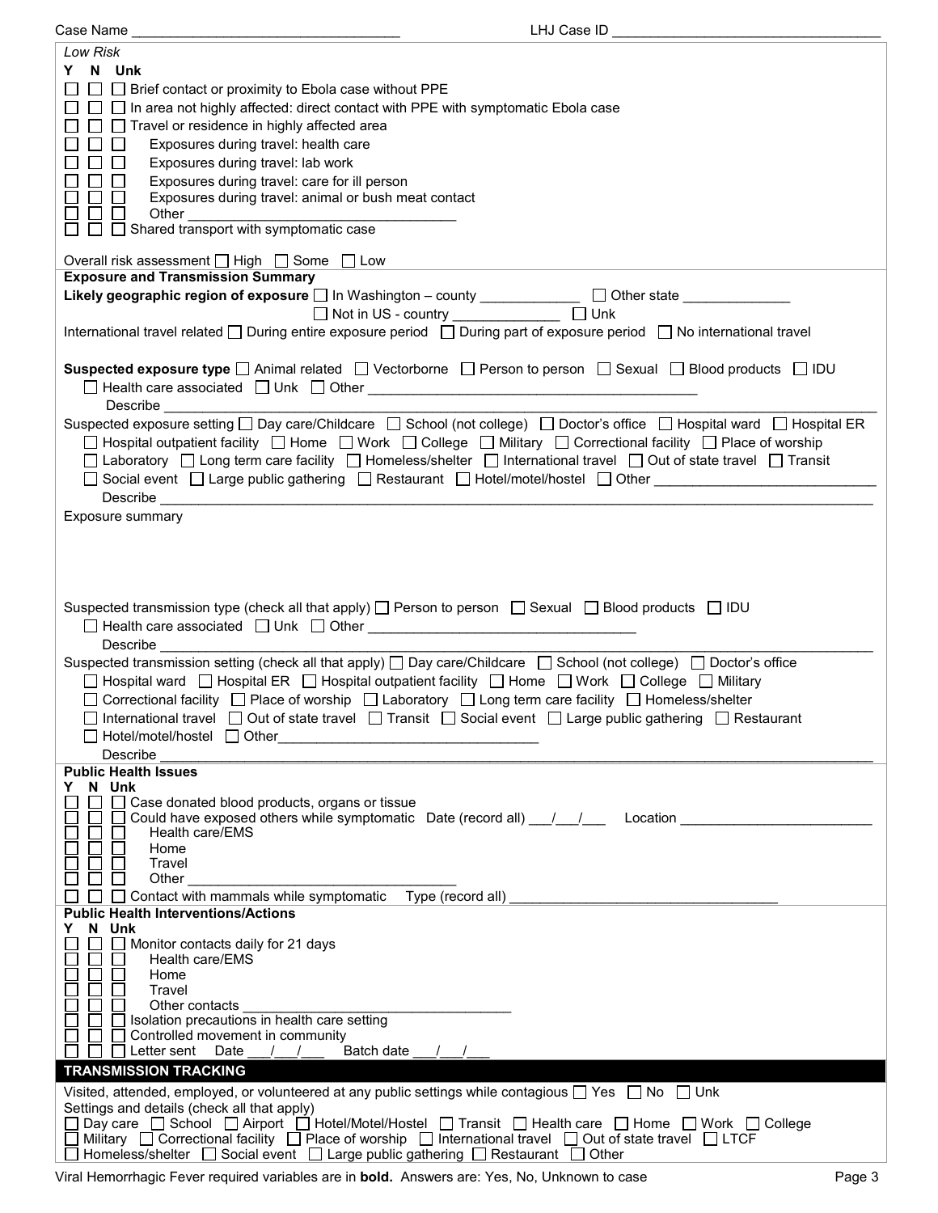Case Name ________________________________ LHJ Case ID ________________________________

*Low Risk*

**Y N Unk**

☐ ☐ ☐ Brief contact or proximity to Ebola case without PPE
☐ ☐ ☐ In area not highly affected: direct contact with PPE with symptomatic Ebola case
☐ ☐ ☐ Travel or residence in highly affected area
☐ ☐ ☐ Exposures during travel: health care
☐ ☐ ☐ Exposures during travel: lab work
☐ ☐ ☐ Exposures during travel: care for ill person
☐ ☐ ☐ Exposures during travel: animal or bush meat contact
☐ ☐ ☐ Other ________________________________
☐ ☐ ☐ Shared transport with symptomatic case

Overall risk assessment ☐ High ☐ Some ☐ Low

## Exposure and Transmission Summary

**Likely geographic region of exposure** ☐ In Washington – county ____________ ☐ Other state ____________ ☐ Not in US - country ____________ ☐ Unk

International travel related ☐ During entire exposure period ☐ During part of exposure period ☐ No international travel

**Suspected exposure type** ☐ Animal related ☐ Vectorborne ☐ Person to person ☐ Sexual ☐ Blood products ☐ IDU ☐ Health care associated ☐ Unk ☐ Other ________________________________

Describe ________________________________

Suspected exposure setting ☐ Day care/Childcare ☐ School (not college) ☐ Doctor's office ☐ Hospital ward ☐ Hospital ER ☐ Hospital outpatient facility ☐ Home ☐ Work ☐ College ☐ Military ☐ Correctional facility ☐ Place of worship ☐ Laboratory ☐ Long term care facility ☐ Homeless/shelter ☐ International travel ☐ Out of state travel ☐ Transit ☐ Social event ☐ Large public gathering ☐ Restaurant ☐ Hotel/motel/hostel ☐ Other ________________________________

Describe ________________________________

Exposure summary

Suspected transmission type (check all that apply) ☐ Person to person ☐ Sexual ☐ Blood products ☐ IDU ☐ Health care associated ☐ Unk ☐ Other ________________________________

Describe ________________________________

Suspected transmission setting (check all that apply) ☐ Day care/Childcare ☐ School (not college) ☐ Doctor's office ☐ Hospital ward ☐ Hospital ER ☐ Hospital outpatient facility ☐ Home ☐ Work ☐ College ☐ Military ☐ Correctional facility ☐ Place of worship ☐ Laboratory ☐ Long term care facility ☐ Homeless/shelter ☐ International travel ☐ Out of state travel ☐ Transit ☐ Social event ☐ Large public gathering ☐ Restaurant ☐ Hotel/motel/hostel ☐ Other________________________________

Describe ________________________________

## Public Health Issues

**Y N Unk**

☐ ☐ ☐ Case donated blood products, organs or tissue
☐ ☐ ☐ Could have exposed others while symptomatic Date (record all) ___/___/___ Location ________________________
☐ ☐ ☐ Health care/EMS
☐ ☐ ☐ Home
☐ ☐ ☐ Travel
☐ ☐ ☐ Other ________________________________
☐ ☐ ☐ Contact with mammals while symptomatic Type (record all) ________________________________

## Public Health Interventions/Actions

**Y N Unk**

☐ ☐ ☐ Monitor contacts daily for 21 days
☐ ☐ ☐ Health care/EMS
☐ ☐ ☐ Home
☐ ☐ ☐ Travel
☐ ☐ ☐ Other contacts ________________________________
☐ ☐ ☐ Isolation precautions in health care setting
☐ ☐ ☐ Controlled movement in community
☐ ☐ ☐ Letter sent Date ___/___/___ Batch date ___/___/___

## TRANSMISSION TRACKING

Visited, attended, employed, or volunteered at any public settings while contagious ☐ Yes ☐ No ☐ Unk

Settings and details (check all that apply)

☐ Day care ☐ School ☐ Airport ☐ Hotel/Motel/Hostel ☐ Transit ☐ Health care ☐ Home ☐ Work ☐ College ☐ Military ☐ Correctional facility ☐ Place of worship ☐ International travel ☐ Out of state travel ☐ LTCF ☐ Homeless/shelter ☐ Social event ☐ Large public gathering ☐ Restaurant ☐ Other

Viral Hemorrhagic Fever required variables are in **bold**. Answers are: Yes, No, Unknown to case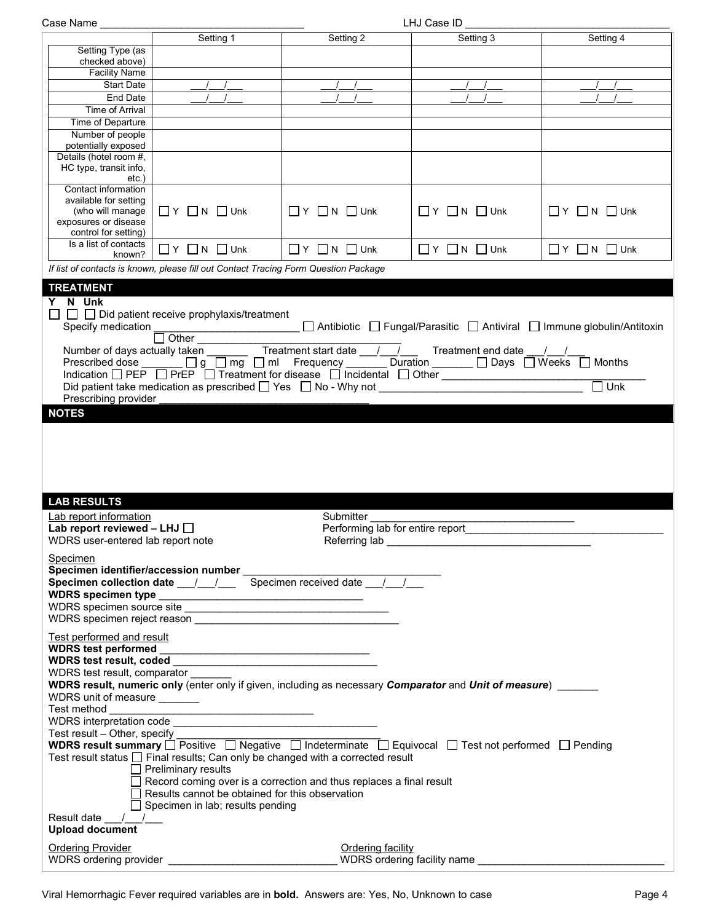Case Name ___________________________________ LHJ Case ID ___________________________________

| | Setting 1 | Setting 2 | Setting 3 | Setting 4 |
|---|---|---|---|---|
| Setting Type (as checked above) | | | | |
| Facility Name | | | | |
| Start Date | ___/___/___ | ___/___/___ | ___/___/___ | ___/___/___ |
| End Date | ___/___/___ | ___/___/___ | ___/___/___ | ___/___/___ |
| Time of Arrival | | | | |
| Time of Departure | | | | |
| Number of people potentially exposed | | | | |
| Details (hotel room #, HC type, transit info, etc.) | | | | |
| Contact information available for setting (who will manage exposures or disease control for setting) | ☐ Y ☐ N ☐ Unk | ☐ Y ☐ N ☐ Unk | ☐ Y ☐ N ☐ Unk | ☐ Y ☐ N ☐ Unk |
| Is a list of contacts known? | ☐ Y ☐ N ☐ Unk | ☐ Y ☐ N ☐ Unk | ☐ Y ☐ N ☐ Unk | ☐ Y ☐ N ☐ Unk |

*If list of contacts is known, please fill out Contact Tracing Form Question Package*

## TREATMENT

**Y N Unk**

☐ ☐ ☐ Did patient receive prophylaxis/treatment

Specify medication ___________________________ ☐ Antibiotic ☐ Fungal/Parasitic ☐ Antiviral ☐ Immune globulin/Antitoxin ☐ Other ___________________________________

Number of days actually taken _______ Treatment start date ___/___/___ Treatment end date ___/___/___

Prescribed dose _______ ☐ g ☐ mg ☐ ml Frequency _______ Duration _______ ☐ Days ☐ Weeks ☐ Months

Indication ☐ PEP ☐ PrEP ☐ Treatment for disease ☐ Incidental ☐ Other ___________________________________

Did patient take medication as prescribed ☐ Yes ☐ No - Why not ___________________________________ ☐ Unk

Prescribing provider ___________________________________

## NOTES

## LAB RESULTS

Lab report information

**Lab report reviewed – LHJ** ☐

WDRS user-entered lab report note

Submitter ___________________________________

Performing lab for entire report___________________________________

Referring lab ___________________________________

Specimen

**Specimen identifier/accession number** ___________________________________

**Specimen collection date** ___/___/___ Specimen received date ___/___/___

**WDRS specimen type** ___________________________________

WDRS specimen source site ___________________________________

WDRS specimen reject reason ___________________________________

Test performed and result

**WDRS test performed** ___________________________________

**WDRS test result, coded** ___________________________________

WDRS test result, comparator _______

**WDRS result, numeric only** (enter only if given, including as necessary ***Comparator*** and ***Unit of measure***) _______

WDRS unit of measure _______

Test method ___________________________________

WDRS interpretation code ___________________________________

Test result – Other, specify ___________________________________

**WDRS result summary** ☐ Positive ☐ Negative ☐ Indeterminate ☐ Equivocal ☐ Test not performed ☐ Pending

Test result status ☐ Final results; Can only be changed with a corrected result
☐ Preliminary results
☐ Record coming over is a correction and thus replaces a final result
☐ Results cannot be obtained for this observation
☐ Specimen in lab; results pending

Result date ___/___/___

**Upload document**

Ordering Provider

WDRS ordering provider ___________________________________

Ordering facility

WDRS ordering facility name ___________________________________

Viral Hemorrhagic Fever required variables are in **bold**. Answers are: Yes, No, Unknown to case